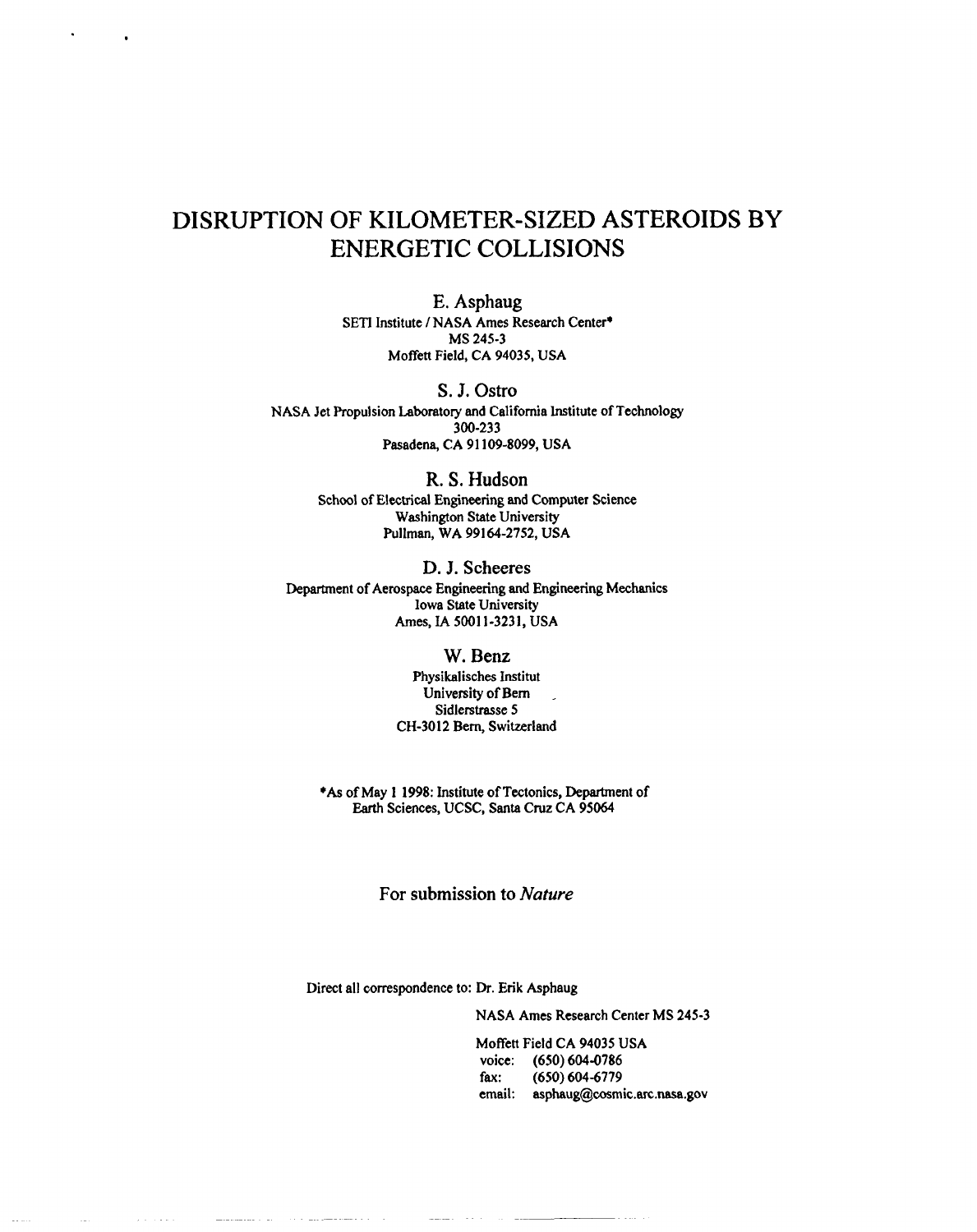# DISRUPTION OF KILOMETER-SIZED ASTEROIDS BY ENERGETIC COLLISIONS

E. Asphaug
SETI Institute / NASA Ames Research Center*
MS 245-3
Moffett Field, CA 94035, USA

S. J. Ostro
NASA Jet Propulsion Laboratory and California Institute of Technology
300-233
Pasadena, CA 91109-8099, USA

R. S. Hudson
School of Electrical Engineering and Computer Science
Washington State University
Pullman, WA 99164-2752, USA

D. J. Scheeres
Department of Aerospace Engineering and Engineering Mechanics
Iowa State University
Ames, IA 50011-3231, USA

W. Benz
Physikalisches Institut
University of Bern
Sidlerstrasse 5
CH-3012 Bern, Switzerland

*As of May 1 1998: Institute of Tectonics, Department of Earth Sciences, UCSC, Santa Cruz CA 95064

For submission to *Nature*

Direct all correspondence to: Dr. Erik Asphaug

NASA Ames Research Center MS 245-3

Moffett Field CA 94035 USA
voice: (650) 604-0786
fax: (650) 604-6779
email: asphaug@cosmic.arc.nasa.gov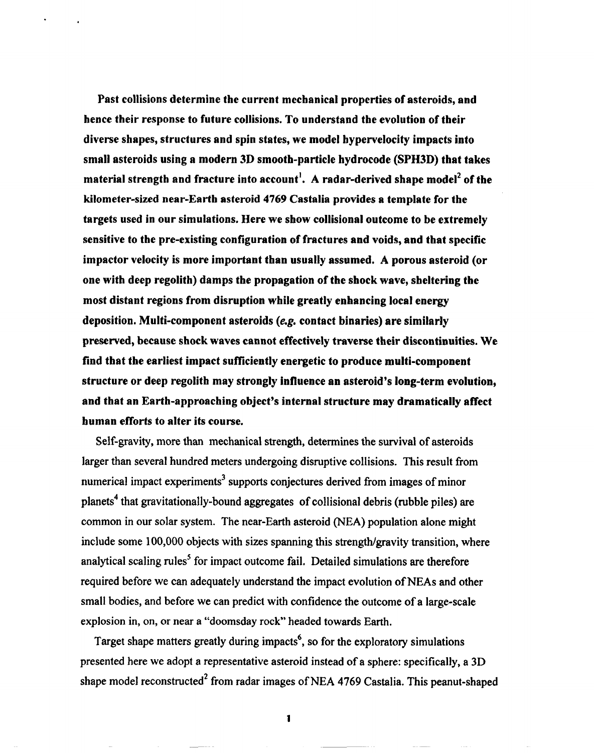**Past collisions determine the current mechanical properties of asteroids, and hence their response to future collisions. To understand the evolution of their diverse shapes, structures and spin states, we model hypervelocity impacts into small asteroids using a modern 3D smooth-particle hydrocode (SPH3D) that takes material strength and fracture into account[1]. A radar-derived shape model[2] of the kilometer-sized near-Earth asteroid 4769 Castalia provides a template for the targets used in our simulations. Here we show collisional outcome to be extremely sensitive to the pre-existing configuration of fractures and voids, and that specific impactor velocity is more important than usually assumed. A porous asteroid (or one with deep regolith) damps the propagation of the shock wave, sheltering the most distant regions from disruption while greatly enhancing local energy deposition. Multi-component asteroids (*e.g.* contact binaries) are similarly preserved, because shock waves cannot effectively traverse their discontinuities. We find that the earliest impact sufficiently energetic to produce multi-component structure or deep regolith may strongly influence an asteroid's long-term evolution, and that an Earth-approaching object's internal structure may dramatically affect human efforts to alter its course.**

Self-gravity, more than mechanical strength, determines the survival of asteroids larger than several hundred meters undergoing disruptive collisions. This result from numerical impact experiments[3] supports conjectures derived from images of minor planets[4] that gravitationally-bound aggregates of collisional debris (rubble piles) are common in our solar system. The near-Earth asteroid (NEA) population alone might include some 100,000 objects with sizes spanning this strength/gravity transition, where analytical scaling rules[5] for impact outcome fail. Detailed simulations are therefore required before we can adequately understand the impact evolution of NEAs and other small bodies, and before we can predict with confidence the outcome of a large-scale explosion in, on, or near a "doomsday rock" headed towards Earth.

Target shape matters greatly during impacts[6], so for the exploratory simulations presented here we adopt a representative asteroid instead of a sphere: specifically, a 3D shape model reconstructed[2] from radar images of NEA 4769 Castalia. This peanut-shaped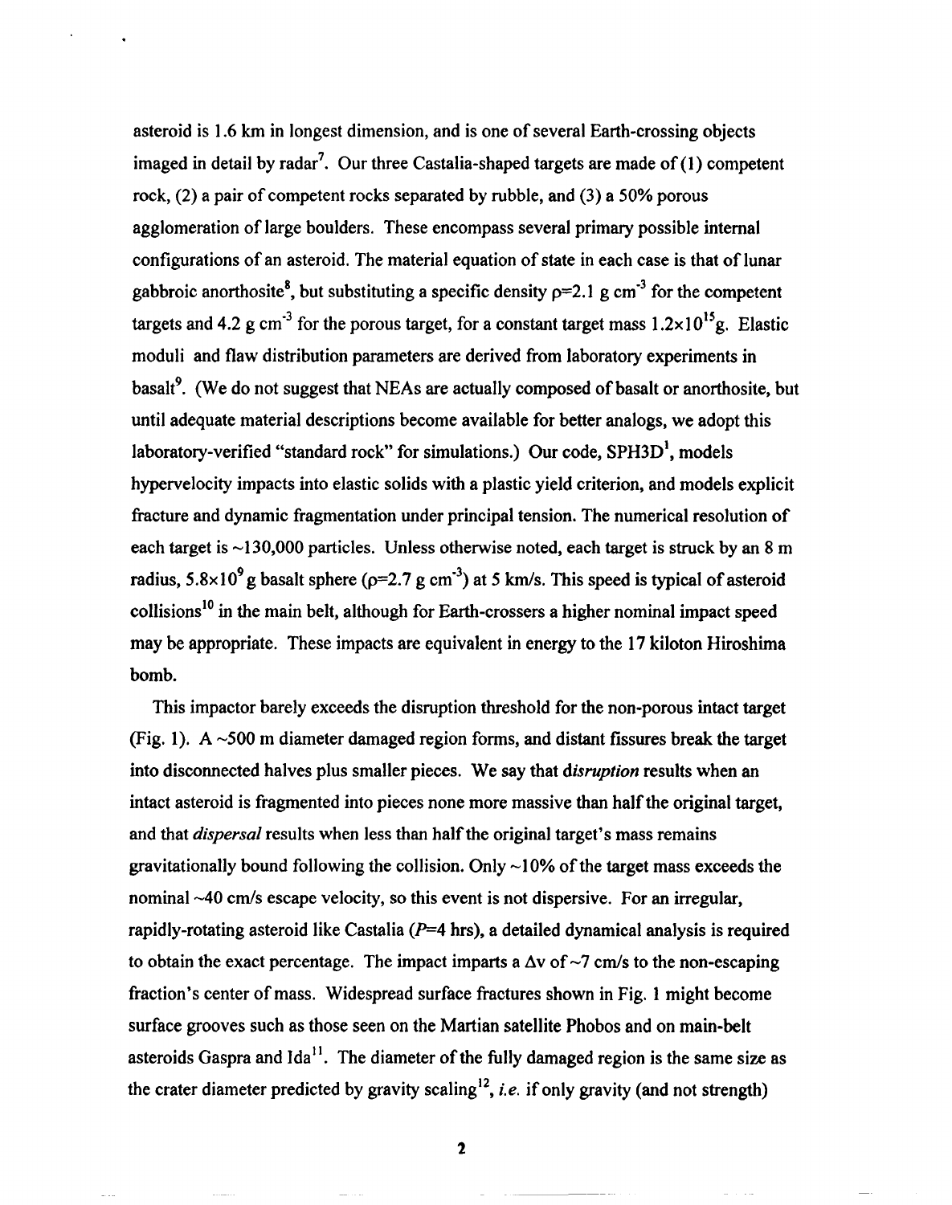asteroid is 1.6 km in longest dimension, and is one of several Earth-crossing objects imaged in detail by radar[7]. Our three Castalia-shaped targets are made of (1) competent rock, (2) a pair of competent rocks separated by rubble, and (3) a 50% porous agglomeration of large boulders. These encompass several primary possible internal configurations of an asteroid. The material equation of state in each case is that of lunar gabbroic anorthosite[8], but substituting a specific density $\rho$=2.1 g cm$^{-3}$ for the competent targets and 4.2 g cm$^{-3}$ for the porous target, for a constant target mass $1.2\times10^{15}$g. Elastic moduli and flaw distribution parameters are derived from laboratory experiments in basalt[9]. (We do not suggest that NEAs are actually composed of basalt or anorthosite, but until adequate material descriptions become available for better analogs, we adopt this laboratory-verified "standard rock" for simulations.) Our code, SPH3D[1], models hypervelocity impacts into elastic solids with a plastic yield criterion, and models explicit fracture and dynamic fragmentation under principal tension. The numerical resolution of each target is ~130,000 particles. Unless otherwise noted, each target is struck by an 8 m radius, $5.8\times10^{9}$ g basalt sphere ($\rho$=2.7 g cm$^{-3}$) at 5 km/s. This speed is typical of asteroid collisions[10] in the main belt, although for Earth-crossers a higher nominal impact speed may be appropriate. These impacts are equivalent in energy to the 17 kiloton Hiroshima bomb.

This impactor barely exceeds the disruption threshold for the non-porous intact target (Fig. 1). A ~500 m diameter damaged region forms, and distant fissures break the target into disconnected halves plus smaller pieces. We say that *disruption* results when an intact asteroid is fragmented into pieces none more massive than half the original target, and that *dispersal* results when less than half the original target's mass remains gravitationally bound following the collision. Only ~10% of the target mass exceeds the nominal ~40 cm/s escape velocity, so this event is not dispersive. For an irregular, rapidly-rotating asteroid like Castalia ($P$=4 hrs), a detailed dynamical analysis is required to obtain the exact percentage. The impact imparts a $\Delta$v of ~7 cm/s to the non-escaping fraction's center of mass. Widespread surface fractures shown in Fig. 1 might become surface grooves such as those seen on the Martian satellite Phobos and on main-belt asteroids Gaspra and Ida[11]. The diameter of the fully damaged region is the same size as the crater diameter predicted by gravity scaling[12], *i.e.* if only gravity (and not strength)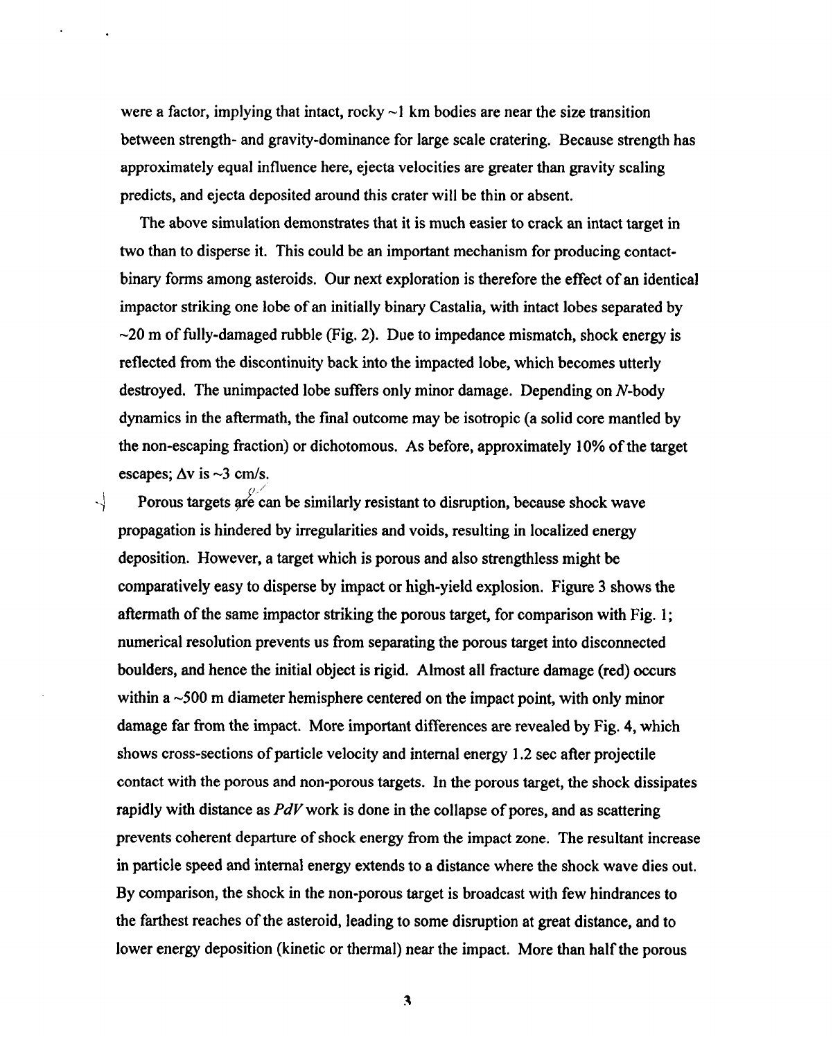were a factor, implying that intact, rocky ~1 km bodies are near the size transition between strength- and gravity-dominance for large scale cratering. Because strength has approximately equal influence here, ejecta velocities are greater than gravity scaling predicts, and ejecta deposited around this crater will be thin or absent.

The above simulation demonstrates that it is much easier to crack an intact target in two than to disperse it. This could be an important mechanism for producing contact-binary forms among asteroids. Our next exploration is therefore the effect of an identical impactor striking one lobe of an initially binary Castalia, with intact lobes separated by ~20 m of fully-damaged rubble (Fig. 2). Due to impedance mismatch, shock energy is reflected from the discontinuity back into the impacted lobe, which becomes utterly destroyed. The unimpacted lobe suffers only minor damage. Depending on *N*-body dynamics in the aftermath, the final outcome may be isotropic (a solid core mantled by the non-escaping fraction) or dichotomous. As before, approximately 10% of the target escapes; $\Delta v$ is ~3 cm/s.

Porous targets ~~are~~ can be similarly resistant to disruption, because shock wave propagation is hindered by irregularities and voids, resulting in localized energy deposition. However, a target which is porous and also strengthless might be comparatively easy to disperse by impact or high-yield explosion. Figure 3 shows the aftermath of the same impactor striking the porous target, for comparison with Fig. 1; numerical resolution prevents us from separating the porous target into disconnected boulders, and hence the initial object is rigid. Almost all fracture damage (red) occurs within a ~500 m diameter hemisphere centered on the impact point, with only minor damage far from the impact. More important differences are revealed by Fig. 4, which shows cross-sections of particle velocity and internal energy 1.2 sec after projectile contact with the porous and non-porous targets. In the porous target, the shock dissipates rapidly with distance as $PdV$ work is done in the collapse of pores, and as scattering prevents coherent departure of shock energy from the impact zone. The resultant increase in particle speed and internal energy extends to a distance where the shock wave dies out. By comparison, the shock in the non-porous target is broadcast with few hindrances to the farthest reaches of the asteroid, leading to some disruption at great distance, and to lower energy deposition (kinetic or thermal) near the impact. More than half the porous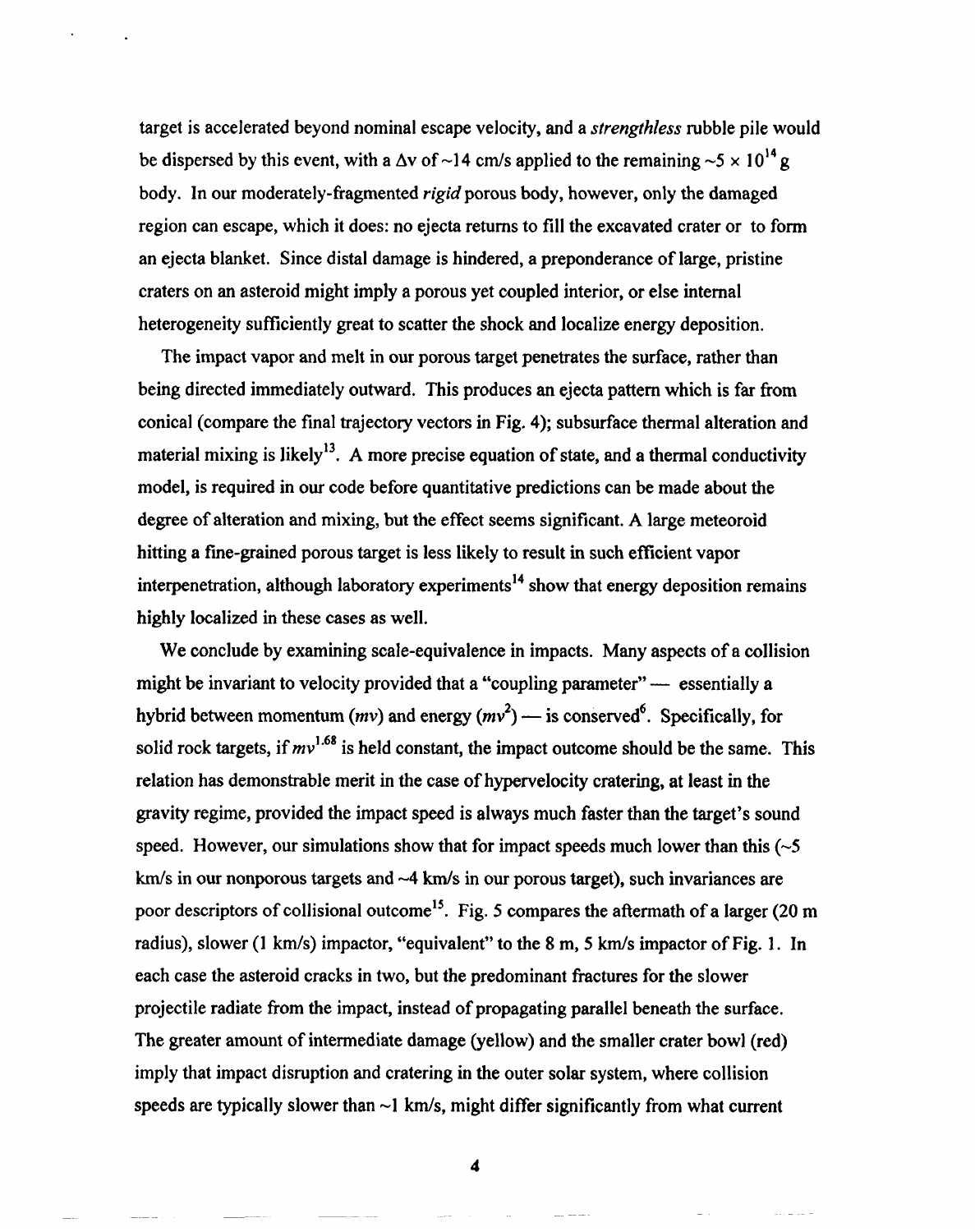target is accelerated beyond nominal escape velocity, and a *strengthless* rubble pile would be dispersed by this event, with a $\Delta v$ of ~14 cm/s applied to the remaining $\sim 5 \times 10^{14}$ g body. In our moderately-fragmented *rigid* porous body, however, only the damaged region can escape, which it does: no ejecta returns to fill the excavated crater or to form an ejecta blanket. Since distal damage is hindered, a preponderance of large, pristine craters on an asteroid might imply a porous yet coupled interior, or else internal heterogeneity sufficiently great to scatter the shock and localize energy deposition.

The impact vapor and melt in our porous target penetrates the surface, rather than being directed immediately outward. This produces an ejecta pattern which is far from conical (compare the final trajectory vectors in Fig. 4); subsurface thermal alteration and material mixing is likely[13]. A more precise equation of state, and a thermal conductivity model, is required in our code before quantitative predictions can be made about the degree of alteration and mixing, but the effect seems significant. A large meteoroid hitting a fine-grained porous target is less likely to result in such efficient vapor interpenetration, although laboratory experiments[14] show that energy deposition remains highly localized in these cases as well.

We conclude by examining scale-equivalence in impacts. Many aspects of a collision might be invariant to velocity provided that a "coupling parameter" — essentially a hybrid between momentum ($mv$) and energy ($mv^2$) — is conserved[6]. Specifically, for solid rock targets, if $mv^{1.68}$ is held constant, the impact outcome should be the same. This relation has demonstrable merit in the case of hypervelocity cratering, at least in the gravity regime, provided the impact speed is always much faster than the target's sound speed. However, our simulations show that for impact speeds much lower than this (~5 km/s in our nonporous targets and ~4 km/s in our porous target), such invariances are poor descriptors of collisional outcome[15]. Fig. 5 compares the aftermath of a larger (20 m radius), slower (1 km/s) impactor, "equivalent" to the 8 m, 5 km/s impactor of Fig. 1. In each case the asteroid cracks in two, but the predominant fractures for the slower projectile radiate from the impact, instead of propagating parallel beneath the surface. The greater amount of intermediate damage (yellow) and the smaller crater bowl (red) imply that impact disruption and cratering in the outer solar system, where collision speeds are typically slower than ~1 km/s, might differ significantly from what current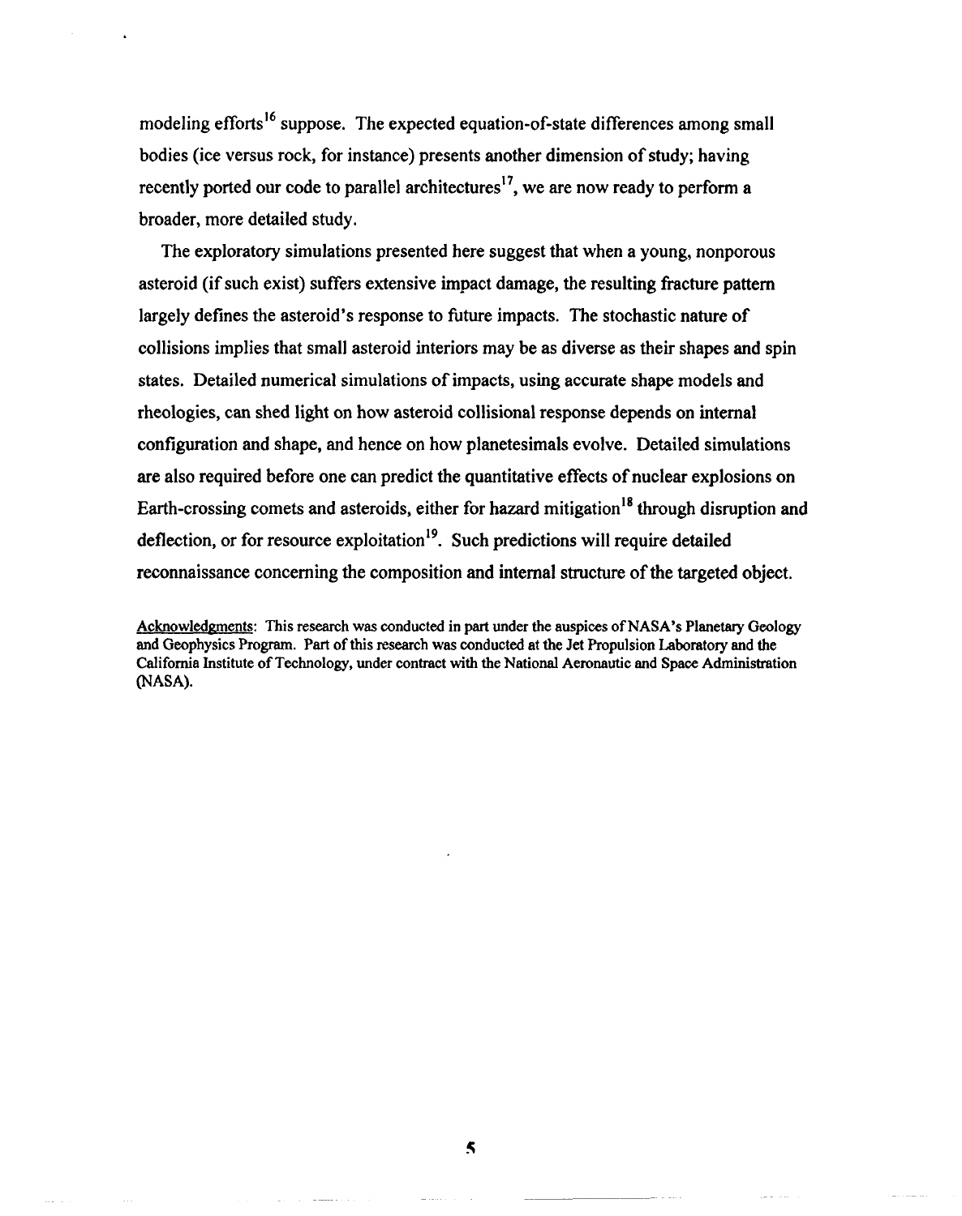modeling efforts[16] suppose. The expected equation-of-state differences among small bodies (ice versus rock, for instance) presents another dimension of study; having recently ported our code to parallel architectures[17], we are now ready to perform a broader, more detailed study.

The exploratory simulations presented here suggest that when a young, nonporous asteroid (if such exist) suffers extensive impact damage, the resulting fracture pattern largely defines the asteroid's response to future impacts. The stochastic nature of collisions implies that small asteroid interiors may be as diverse as their shapes and spin states. Detailed numerical simulations of impacts, using accurate shape models and rheologies, can shed light on how asteroid collisional response depends on internal configuration and shape, and hence on how planetesimals evolve. Detailed simulations are also required before one can predict the quantitative effects of nuclear explosions on Earth-crossing comets and asteroids, either for hazard mitigation[18] through disruption and deflection, or for resource exploitation[19]. Such predictions will require detailed reconnaissance concerning the composition and internal structure of the targeted object.

Acknowledgments: This research was conducted in part under the auspices of NASA's Planetary Geology and Geophysics Program. Part of this research was conducted at the Jet Propulsion Laboratory and the California Institute of Technology, under contract with the National Aeronautic and Space Administration (NASA).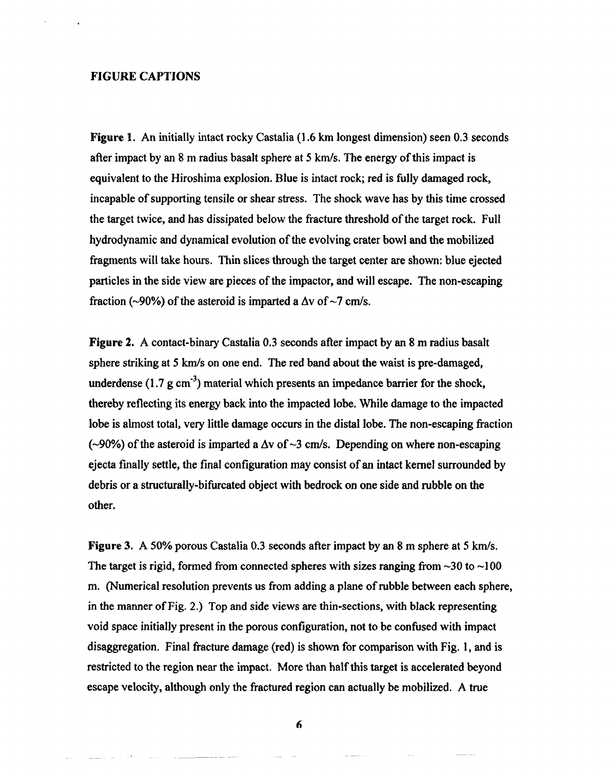## FIGURE CAPTIONS

**Figure 1.** An initially intact rocky Castalia (1.6 km longest dimension) seen 0.3 seconds after impact by an 8 m radius basalt sphere at 5 km/s. The energy of this impact is equivalent to the Hiroshima explosion. Blue is intact rock; red is fully damaged rock, incapable of supporting tensile or shear stress. The shock wave has by this time crossed the target twice, and has dissipated below the fracture threshold of the target rock. Full hydrodynamic and dynamical evolution of the evolving crater bowl and the mobilized fragments will take hours. Thin slices through the target center are shown: blue ejected particles in the side view are pieces of the impactor, and will escape. The non-escaping fraction (~90%) of the asteroid is imparted a $\Delta v$ of ~7 cm/s.

**Figure 2.** A contact-binary Castalia 0.3 seconds after impact by an 8 m radius basalt sphere striking at 5 km/s on one end. The red band about the waist is pre-damaged, underdense (1.7 g $cm^{-3}$) material which presents an impedance barrier for the shock, thereby reflecting its energy back into the impacted lobe. While damage to the impacted lobe is almost total, very little damage occurs in the distal lobe. The non-escaping fraction (~90%) of the asteroid is imparted a $\Delta v$ of ~3 cm/s. Depending on where non-escaping ejecta finally settle, the final configuration may consist of an intact kernel surrounded by debris or a structurally-bifurcated object with bedrock on one side and rubble on the other.

**Figure 3.** A 50% porous Castalia 0.3 seconds after impact by an 8 m sphere at 5 km/s. The target is rigid, formed from connected spheres with sizes ranging from ~30 to ~100 m. (Numerical resolution prevents us from adding a plane of rubble between each sphere, in the manner of Fig. 2.) Top and side views are thin-sections, with black representing void space initially present in the porous configuration, not to be confused with impact disaggregation. Final fracture damage (red) is shown for comparison with Fig. 1, and is restricted to the region near the impact. More than half this target is accelerated beyond escape velocity, although only the fractured region can actually be mobilized. A true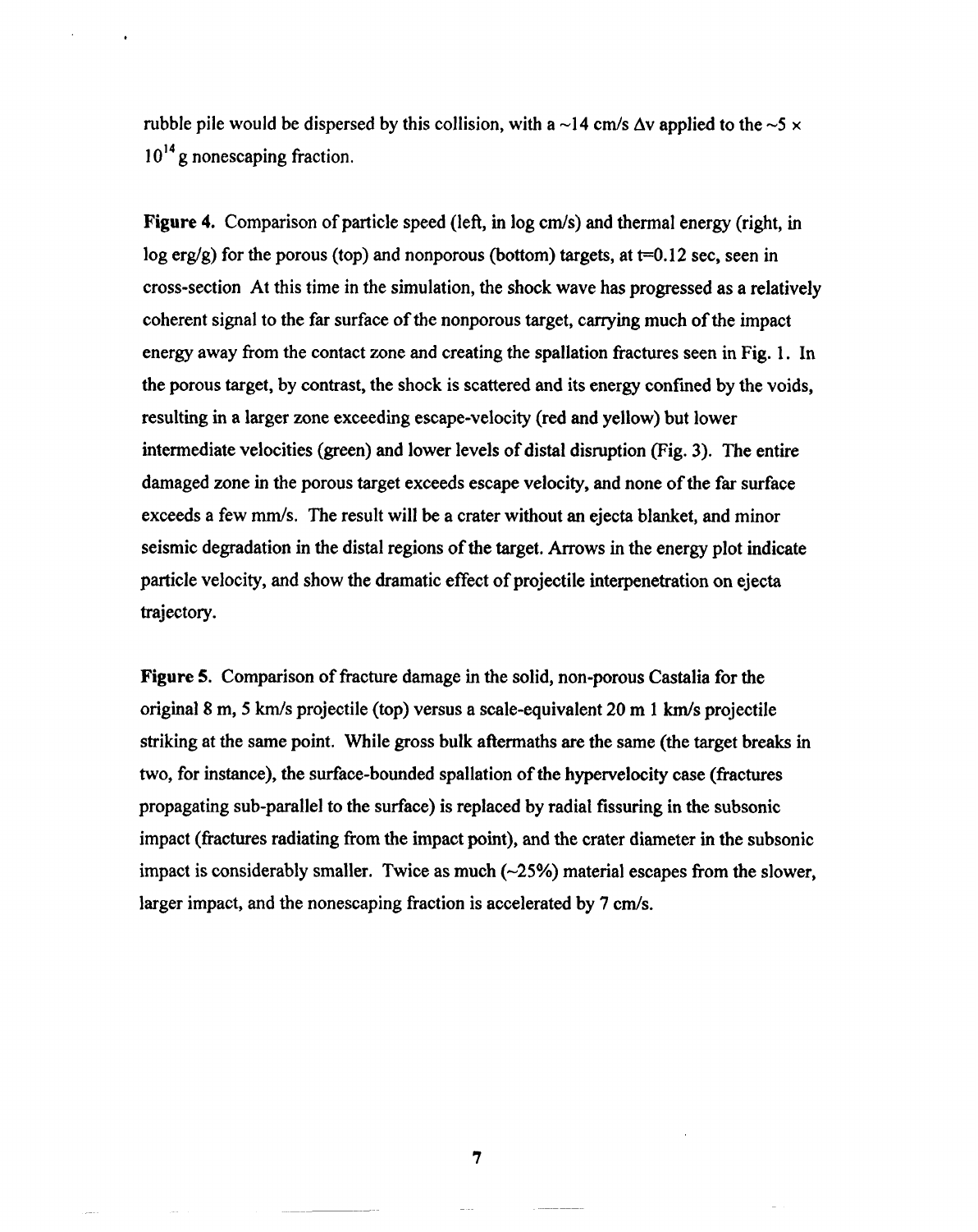rubble pile would be dispersed by this collision, with a ~14 cm/s $\Delta v$ applied to the ~5 $\times$ $10^{14}$ g nonescaping fraction.

**Figure 4.** Comparison of particle speed (left, in log cm/s) and thermal energy (right, in log erg/g) for the porous (top) and nonporous (bottom) targets, at t=0.12 sec, seen in cross-section At this time in the simulation, the shock wave has progressed as a relatively coherent signal to the far surface of the nonporous target, carrying much of the impact energy away from the contact zone and creating the spallation fractures seen in Fig. 1. In the porous target, by contrast, the shock is scattered and its energy confined by the voids, resulting in a larger zone exceeding escape-velocity (red and yellow) but lower intermediate velocities (green) and lower levels of distal disruption (Fig. 3). The entire damaged zone in the porous target exceeds escape velocity, and none of the far surface exceeds a few mm/s. The result will be a crater without an ejecta blanket, and minor seismic degradation in the distal regions of the target. Arrows in the energy plot indicate particle velocity, and show the dramatic effect of projectile interpenetration on ejecta trajectory.

**Figure 5.** Comparison of fracture damage in the solid, non-porous Castalia for the original 8 m, 5 km/s projectile (top) versus a scale-equivalent 20 m 1 km/s projectile striking at the same point. While gross bulk aftermaths are the same (the target breaks in two, for instance), the surface-bounded spallation of the hypervelocity case (fractures propagating sub-parallel to the surface) is replaced by radial fissuring in the subsonic impact (fractures radiating from the impact point), and the crater diameter in the subsonic impact is considerably smaller. Twice as much (~25%) material escapes from the slower, larger impact, and the nonescaping fraction is accelerated by 7 cm/s.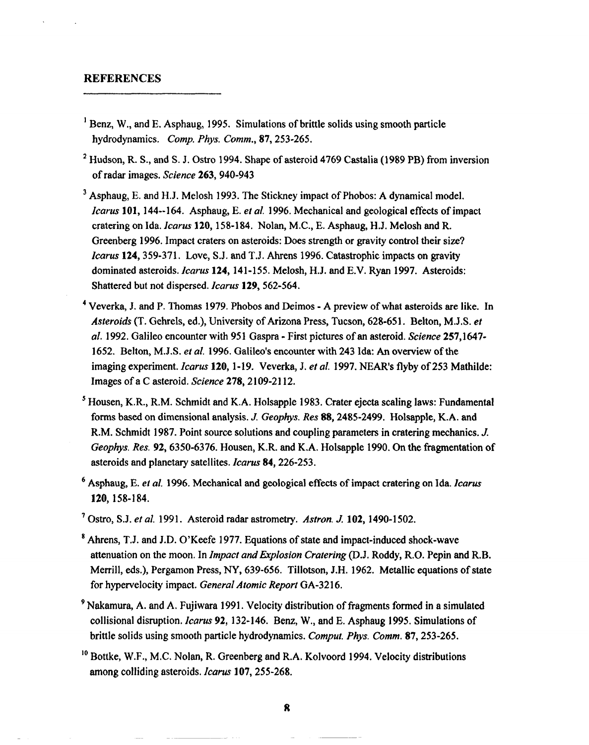## REFERENCES

[1] Benz, W., and E. Asphaug, 1995. Simulations of brittle solids using smooth particle hydrodynamics. *Comp. Phys. Comm.*, **87**, 253-265.

[2] Hudson, R. S., and S. J. Ostro 1994. Shape of asteroid 4769 Castalia (1989 PB) from inversion of radar images. *Science* **263**, 940-943

[3] Asphaug, E. and H.J. Melosh 1993. The Stickney impact of Phobos: A dynamical model. *Icarus* **101**, 144--164. Asphaug, E. *et al.* 1996. Mechanical and geological effects of impact cratering on Ida. *Icarus* **120**, 158-184. Nolan, M.C., E. Asphaug, H.J. Melosh and R. Greenberg 1996. Impact craters on asteroids: Does strength or gravity control their size? *Icarus* **124**, 359-371. Love, S.J. and T.J. Ahrens 1996. Catastrophic impacts on gravity dominated asteroids. *Icarus* **124**, 141-155. Melosh, H.J. and E.V. Ryan 1997. Asteroids: Shattered but not dispersed. *Icarus* **129**, 562-564.

[4] Veverka, J. and P. Thomas 1979. Phobos and Deimos - A preview of what asteroids are like. In *Asteroids* (T. Gehrels, ed.), University of Arizona Press, Tucson, 628-651. Belton, M.J.S. *et al.* 1992. Galileo encounter with 951 Gaspra - First pictures of an asteroid. *Science* **257**,1647-1652. Belton, M.J.S. *et al.* 1996. Galileo's encounter with 243 Ida: An overview of the imaging experiment. *Icarus* **120**, 1-19. Veverka, J. *et al.* 1997. NEAR's flyby of 253 Mathilde: Images of a C asteroid. *Science* **278**, 2109-2112.

[5] Housen, K.R., R.M. Schmidt and K.A. Holsapple 1983. Crater ejecta scaling laws: Fundamental forms based on dimensional analysis. *J. Geophys. Res* **88**, 2485-2499. Holsapple, K.A. and R.M. Schmidt 1987. Point source solutions and coupling parameters in cratering mechanics. *J. Geophys. Res.* **92**, 6350-6376. Housen, K.R. and K.A. Holsapple 1990. On the fragmentation of asteroids and planetary satellites. *Icarus* **84**, 226-253.

[6] Asphaug, E. *et al.* 1996. Mechanical and geological effects of impact cratering on Ida. *Icarus* **120**, 158-184.

[7] Ostro, S.J. *et al.* 1991. Asteroid radar astrometry. *Astron. J.* **102**, 1490-1502.

[8] Ahrens, T.J. and J.D. O'Keefe 1977. Equations of state and impact-induced shock-wave attenuation on the moon. In *Impact and Explosion Cratering* (D.J. Roddy, R.O. Pepin and R.B. Merrill, eds.), Pergamon Press, NY, 639-656. Tillotson, J.H. 1962. Metallic equations of state for hypervelocity impact. *General Atomic Report* GA-3216.

[9] Nakamura, A. and A. Fujiwara 1991. Velocity distribution of fragments formed in a simulated collisional disruption. *Icarus* **92**, 132-146. Benz, W., and E. Asphaug 1995. Simulations of brittle solids using smooth particle hydrodynamics. *Comput. Phys. Comm.* **87**, 253-265.

[10] Bottke, W.F., M.C. Nolan, R. Greenberg and R.A. Kolvoord 1994. Velocity distributions among colliding asteroids. *Icarus* **107**, 255-268.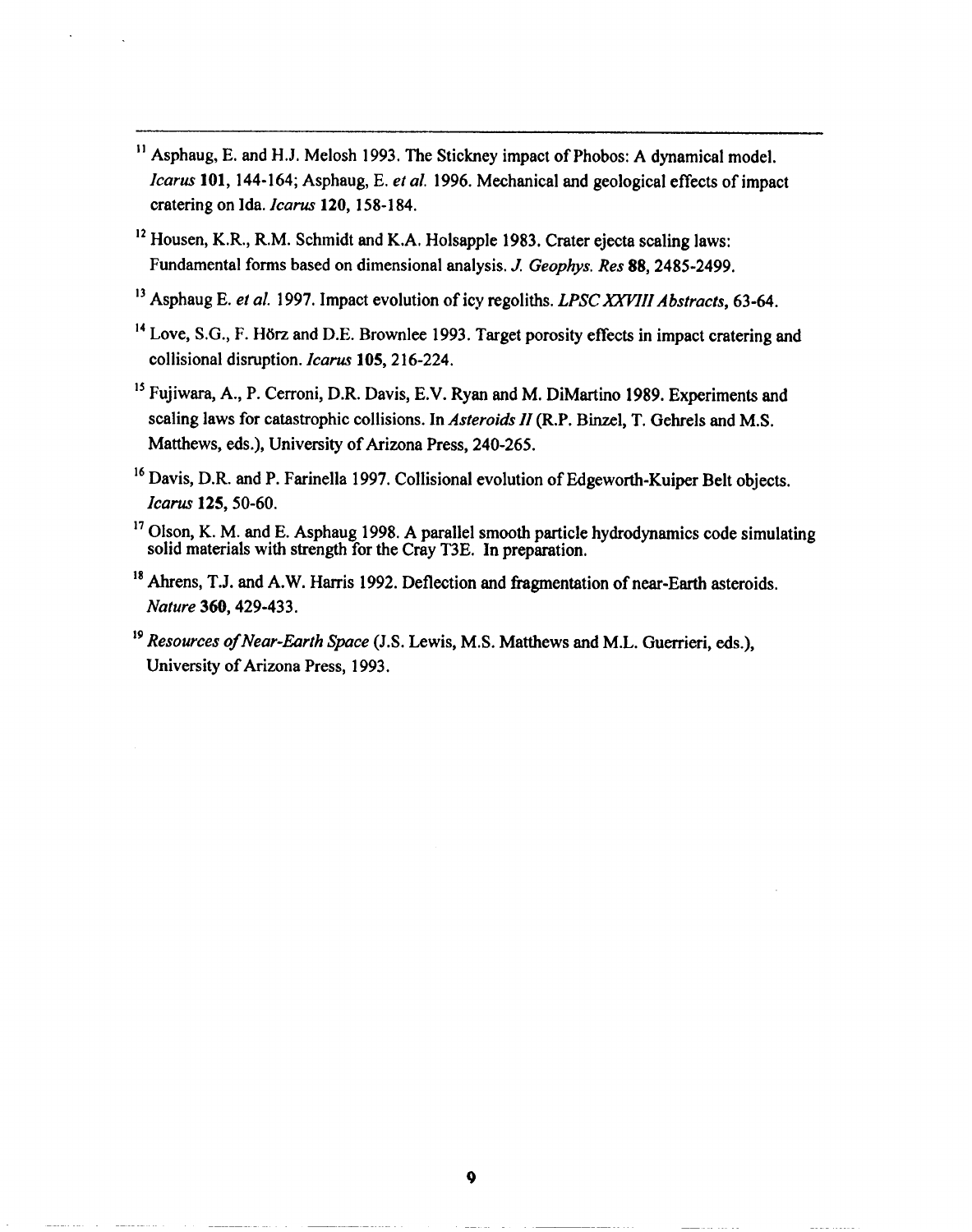[11] Asphaug, E. and H.J. Melosh 1993. The Stickney impact of Phobos: A dynamical model. *Icarus* **101**, 144-164; Asphaug, E. *et al.* 1996. Mechanical and geological effects of impact cratering on Ida. *Icarus* **120**, 158-184.

[12] Housen, K.R., R.M. Schmidt and K.A. Holsapple 1983. Crater ejecta scaling laws: Fundamental forms based on dimensional analysis. *J. Geophys. Res* **88**, 2485-2499.

[13] Asphaug E. *et al.* 1997. Impact evolution of icy regoliths. *LPSC XXVIII Abstracts*, 63-64.

[14] Love, S.G., F. Hörz and D.E. Brownlee 1993. Target porosity effects in impact cratering and collisional disruption. *Icarus* **105**, 216-224.

[15] Fujiwara, A., P. Cerroni, D.R. Davis, E.V. Ryan and M. DiMartino 1989. Experiments and scaling laws for catastrophic collisions. In *Asteroids II* (R.P. Binzel, T. Gehrels and M.S. Matthews, eds.), University of Arizona Press, 240-265.

[16] Davis, D.R. and P. Farinella 1997. Collisional evolution of Edgeworth-Kuiper Belt objects. *Icarus* **125**, 50-60.

[17] Olson, K. M. and E. Asphaug 1998. A parallel smooth particle hydrodynamics code simulating solid materials with strength for the Cray T3E. In preparation.

[18] Ahrens, T.J. and A.W. Harris 1992. Deflection and fragmentation of near-Earth asteroids. *Nature* **360**, 429-433.

[19] *Resources of Near-Earth Space* (J.S. Lewis, M.S. Matthews and M.L. Guerrieri, eds.), University of Arizona Press, 1993.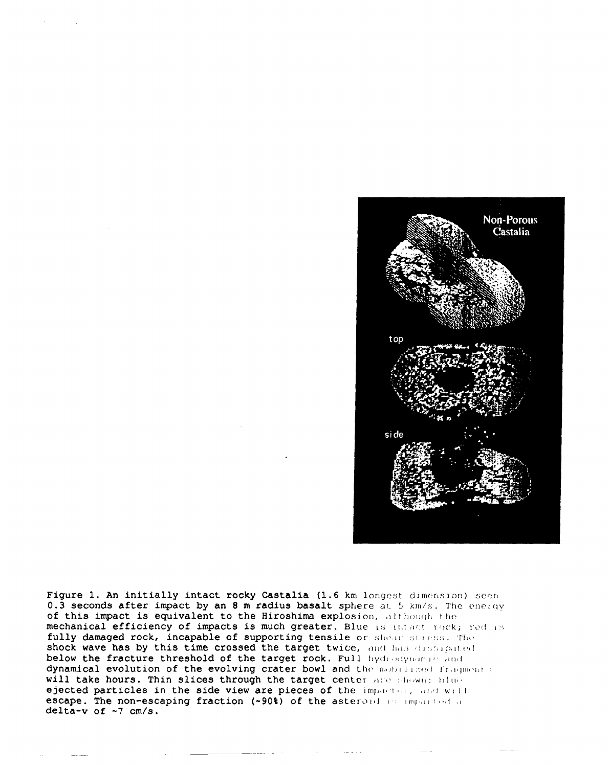Figure 1. An initially intact rocky Castalia (1.6 km longest dimension) seen 0.3 seconds after impact by an 8 m radius basalt sphere at 5 km/s. The energy of this impact is equivalent to the Hiroshima explosion, although the mechanical efficiency of impacts is much greater. Blue is intact rock; red is fully damaged rock, incapable of supporting tensile or shear stress. The shock wave has by this time crossed the target twice, and has dissipated below the fracture threshold of the target rock. Full hydrodynamic and dynamical evolution of the evolving crater bowl and the mobilized fragments will take hours. Thin slices through the target center are shown; blue ejected particles in the side view are pieces of the impactor, and will escape. The non-escaping fraction (~90%) of the asteroid is imparted a delta-v of ~7 cm/s.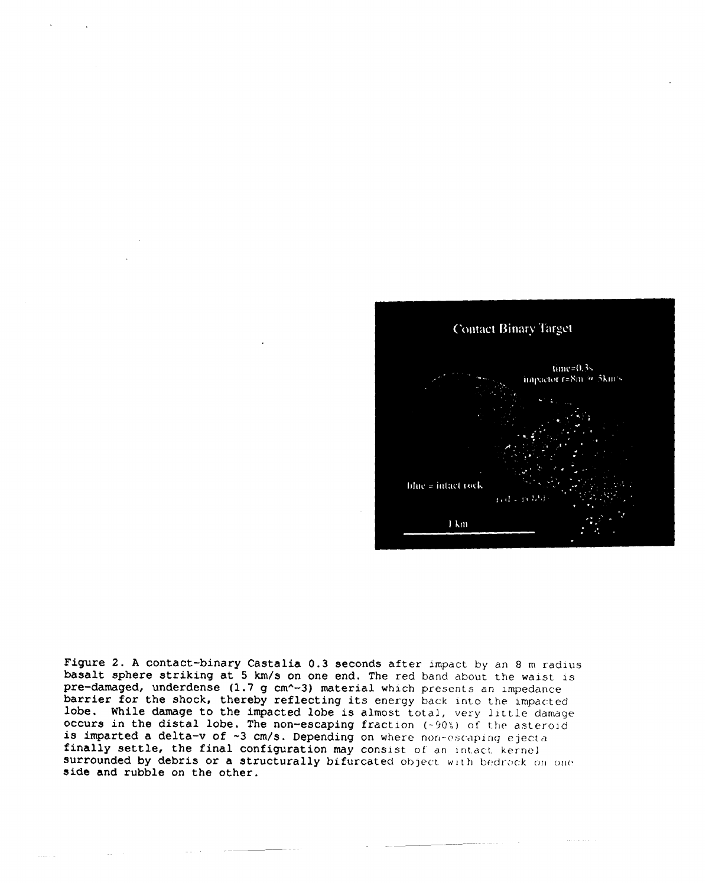Figure 2. A contact-binary Castalia 0.3 seconds after impact by an 8 m radius basalt sphere striking at 5 km/s on one end. The red band about the waist is pre-damaged, underdense (1.7 g cm^-3) material which presents an impedance barrier for the shock, thereby reflecting its energy back into the impacted lobe. While damage to the impacted lobe is almost total, very little damage occurs in the distal lobe. The non-escaping fraction (~90%) of the asteroid is imparted a delta-v of ~3 cm/s. Depending on where non-escaping ejecta finally settle, the final configuration may consist of an intact kernel surrounded by debris or a structurally bifurcated object with bedrock on one side and rubble on the other.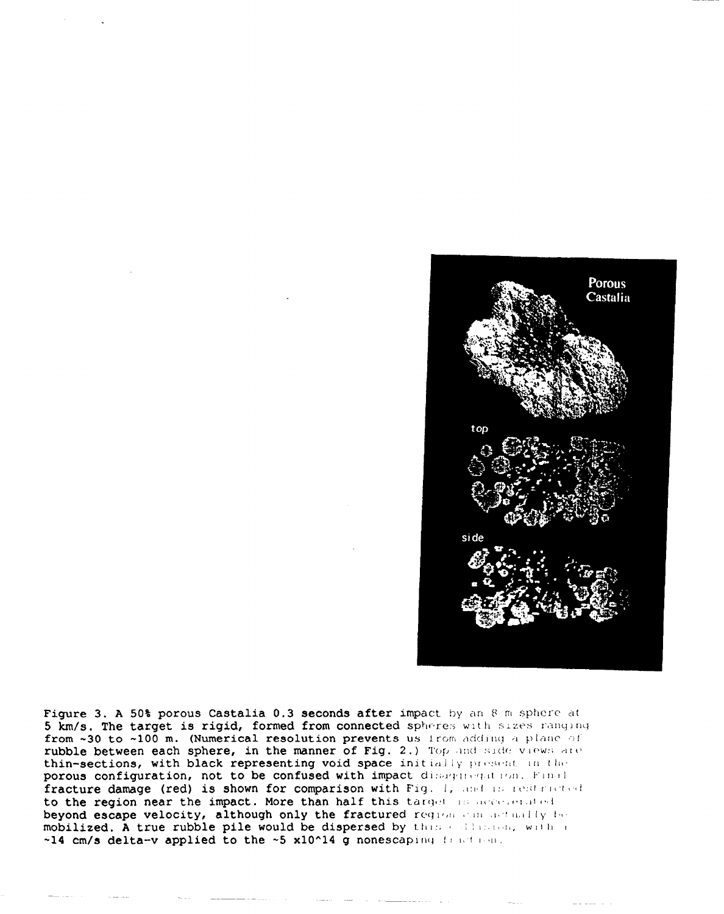Figure 3. A 50% porous Castalia 0.3 seconds after impact by an 8 m sphere at 5 km/s. The target is rigid, formed from connected spheres with sizes ranging from ~30 to ~100 m. (Numerical resolution prevents us from adding a plane of rubble between each sphere, in the manner of Fig. 2.) Top and side views are thin-sections, with black representing void space initially present in the porous configuration, not to be confused with impact disaggregation. Final fracture damage (red) is shown for comparison with Fig. 1, and is restricted to the region near the impact. More than half this target is accelerated beyond escape velocity, although only the fractured region can actually be mobilized. A true rubble pile would be dispersed by this collision, with a ~14 cm/s delta-v applied to the ~5 x10^14 g nonescaping fraction.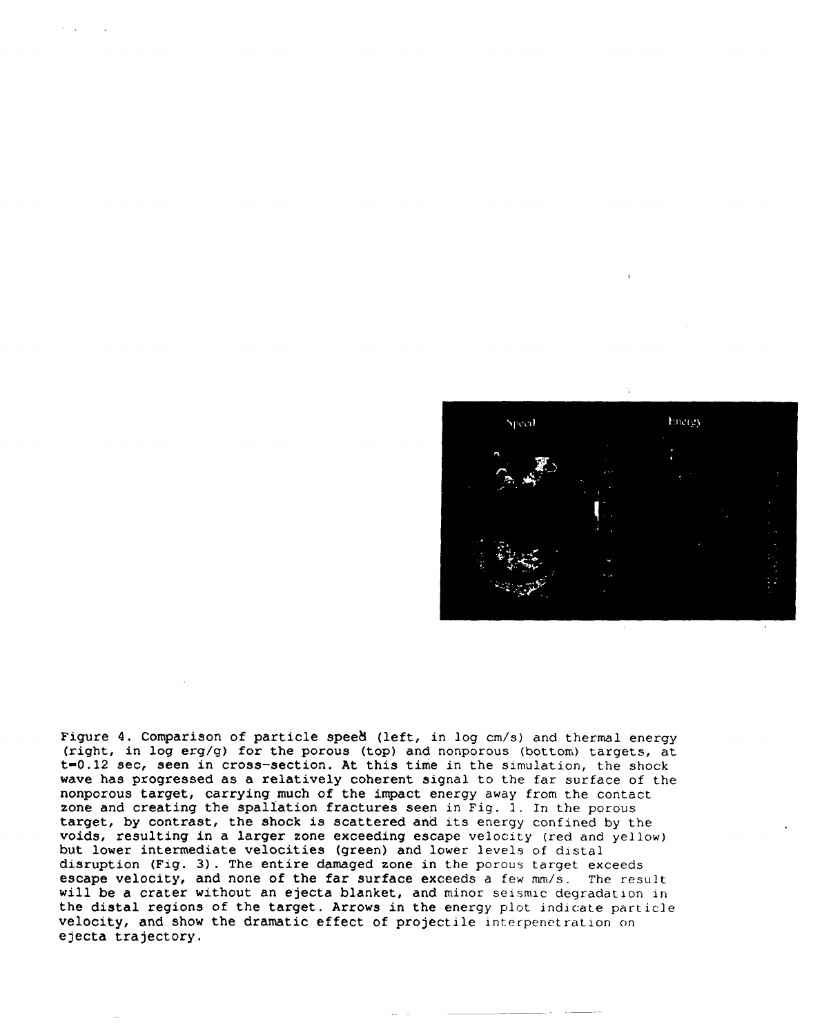Figure 4. Comparison of particle speed (left, in log cm/s) and thermal energy (right, in log erg/g) for the porous (top) and nonporous (bottom) targets, at t=0.12 sec, seen in cross-section. At this time in the simulation, the shock wave has progressed as a relatively coherent signal to the far surface of the nonporous target, carrying much of the impact energy away from the contact zone and creating the spallation fractures seen in Fig. 1. In the porous target, by contrast, the shock is scattered and its energy confined by the voids, resulting in a larger zone exceeding escape velocity (red and yellow) but lower intermediate velocities (green) and lower levels of distal disruption (Fig. 3). The entire damaged zone in the porous target exceeds escape velocity, and none of the far surface exceeds a few mm/s. The result will be a crater without an ejecta blanket, and minor seismic degradation in the distal regions of the target. Arrows in the energy plot indicate particle velocity, and show the dramatic effect of projectile interpenetration on ejecta trajectory.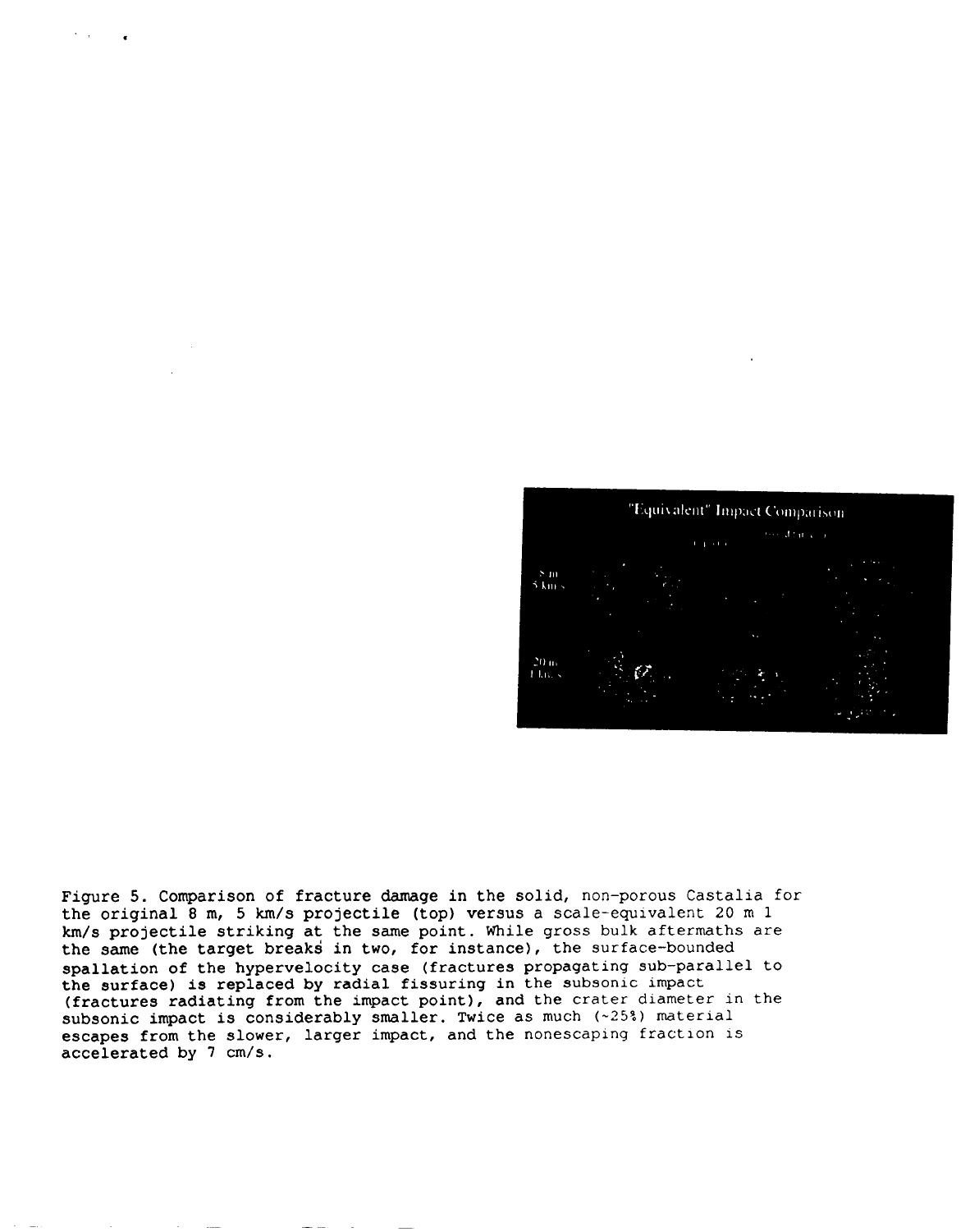"Equivalent" Impact Comparison

8 m
5 km/s

20 m
1 km/s

Figure 5. Comparison of fracture damage in the solid, non-porous Castalia for the original 8 m, 5 km/s projectile (top) versus a scale-equivalent 20 m 1 km/s projectile striking at the same point. While gross bulk aftermaths are the same (the target breaks in two, for instance), the surface-bounded spallation of the hypervelocity case (fractures propagating sub-parallel to the surface) is replaced by radial fissuring in the subsonic impact (fractures radiating from the impact point), and the crater diameter in the subsonic impact is considerably smaller. Twice as much (~25%) material escapes from the slower, larger impact, and the nonescaping fraction is accelerated by 7 cm/s.